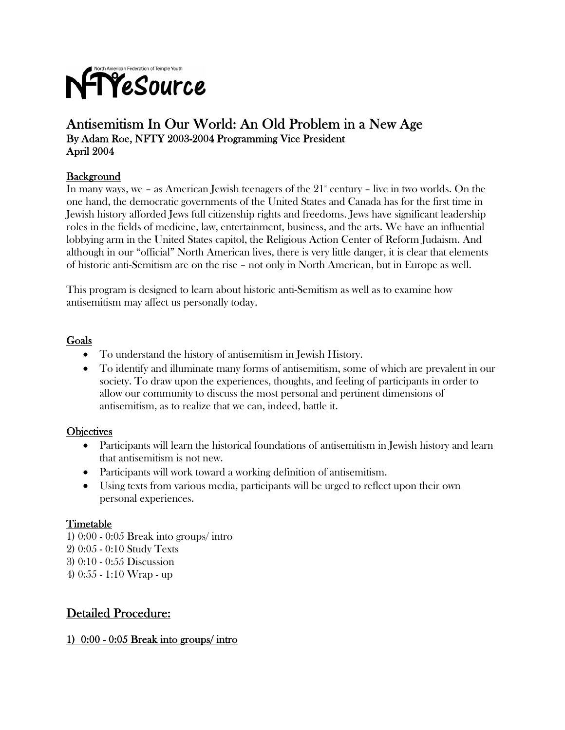North American Federation of Temple Youth

NFTYeSource

# Antisemitism In Our World: An Old Problem in a New Age

**By Adam Roe, NFTY 2003-2004 Programming Vice President**
**April 2004**

## Background

In many ways, we – as American Jewish teenagers of the 21st century – live in two worlds. On the one hand, the democratic governments of the United States and Canada has for the first time in Jewish history afforded Jews full citizenship rights and freedoms. Jews have significant leadership roles in the fields of medicine, law, entertainment, business, and the arts. We have an influential lobbying arm in the United States capitol, the Religious Action Center of Reform Judaism. And although in our "official" North American lives, there is very little danger, it is clear that elements of historic anti-Semitism are on the rise – not only in North American, but in Europe as well.

This program is designed to learn about historic anti-Semitism as well as to examine how antisemitism may affect us personally today.

## Goals

- To understand the history of antisemitism in Jewish History.
- To identify and illuminate many forms of antisemitism, some of which are prevalent in our society. To draw upon the experiences, thoughts, and feeling of participants in order to allow our community to discuss the most personal and pertinent dimensions of antisemitism, as to realize that we can, indeed, battle it.

## Objectives

- Participants will learn the historical foundations of antisemitism in Jewish history and learn that antisemitism is not new.
- Participants will work toward a working definition of antisemitism.
- Using texts from various media, participants will be urged to reflect upon their own personal experiences.

## Timetable

1) 0:00 - 0:05 Break into groups/ intro
2) 0:05 - 0:10 Study Texts
3) 0:10 - 0:55 Discussion
4) 0:55 - 1:10 Wrap - up

## Detailed Procedure:

### 1) 0:00 - 0:05 Break into groups/ intro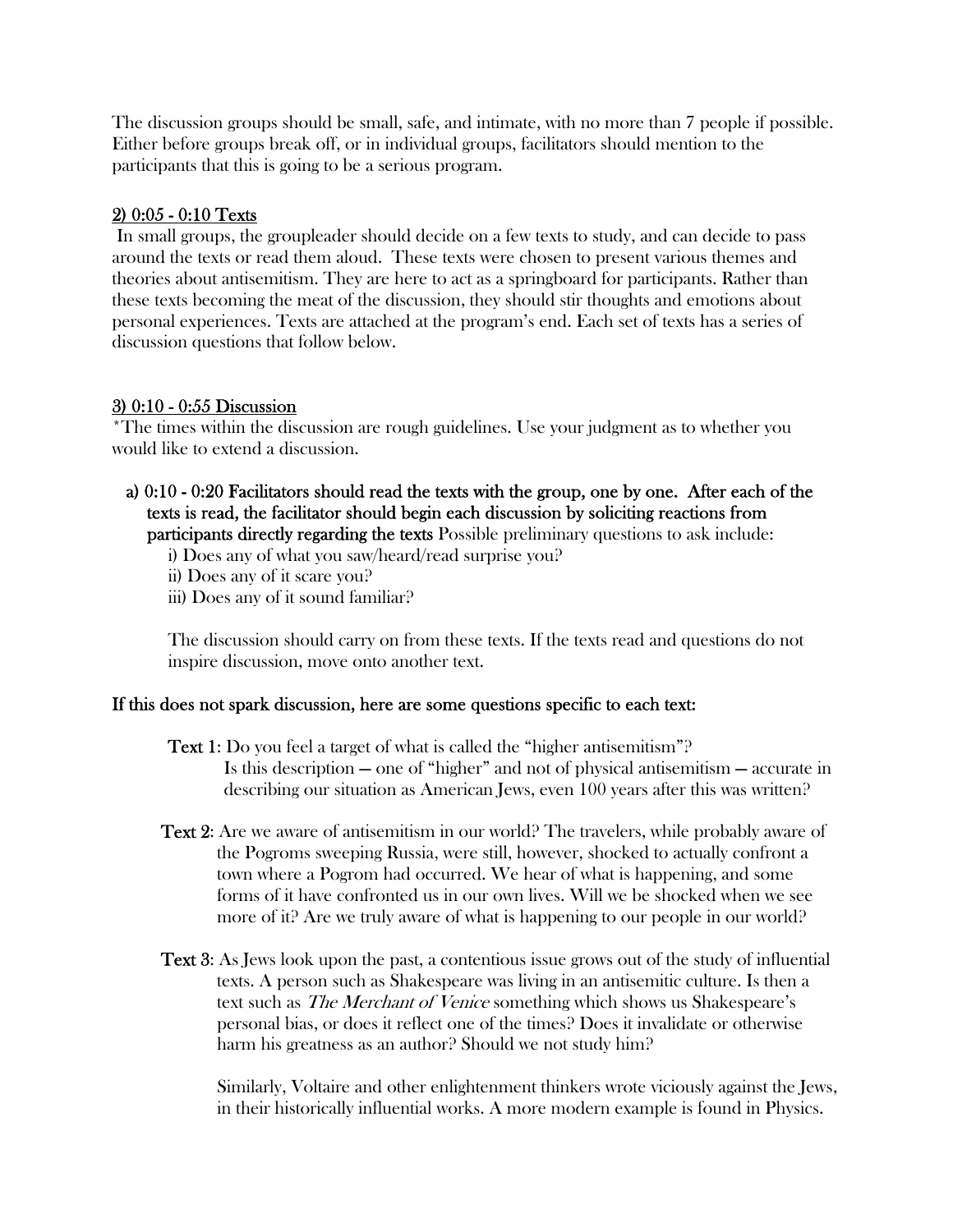The discussion groups should be small, safe, and intimate, with no more than 7 people if possible. Either before groups break off, or in individual groups, facilitators should mention to the participants that this is going to be a serious program.

## 2) 0:05 - 0:10 Texts

In small groups, the groupleader should decide on a few texts to study, and can decide to pass around the texts or read them aloud. These texts were chosen to present various themes and theories about antisemitism. They are here to act as a springboard for participants. Rather than these texts becoming the meat of the discussion, they should stir thoughts and emotions about personal experiences. Texts are attached at the program's end. Each set of texts has a series of discussion questions that follow below.

## 3) 0:10 - 0:55 Discussion

*The times within the discussion are rough guidelines. Use your judgment as to whether you would like to extend a discussion.

a) **0:10 - 0:20 Facilitators should read the texts with the group, one by one. After each of the texts is read, the facilitator should begin each discussion by soliciting reactions from participants directly regarding the texts** Possible preliminary questions to ask include:

   i) Does any of what you saw/heard/read surprise you?
   ii) Does any of it scare you?
   iii) Does any of it sound familiar?

   The discussion should carry on from these texts. If the texts read and questions do not inspire discussion, move onto another text.

**If this does not spark discussion, here are some questions specific to each text:**

**Text 1**: Do you feel a target of what is called the "higher antisemitism"? Is this description — one of "higher" and not of physical antisemitism — accurate in describing our situation as American Jews, even 100 years after this was written?

**Text 2**: Are we aware of antisemitism in our world? The travelers, while probably aware of the Pogroms sweeping Russia, were still, however, shocked to actually confront a town where a Pogrom had occurred. We hear of what is happening, and some forms of it have confronted us in our own lives. Will we be shocked when we see more of it? Are we truly aware of what is happening to our people in our world?

**Text 3**: As Jews look upon the past, a contentious issue grows out of the study of influential texts. A person such as Shakespeare was living in an antisemitic culture. Is then a text such as *The Merchant of Venice* something which shows us Shakespeare's personal bias, or does it reflect one of the times? Does it invalidate or otherwise harm his greatness as an author? Should we not study him?

Similarly, Voltaire and other enlightenment thinkers wrote viciously against the Jews, in their historically influential works. A more modern example is found in Physics.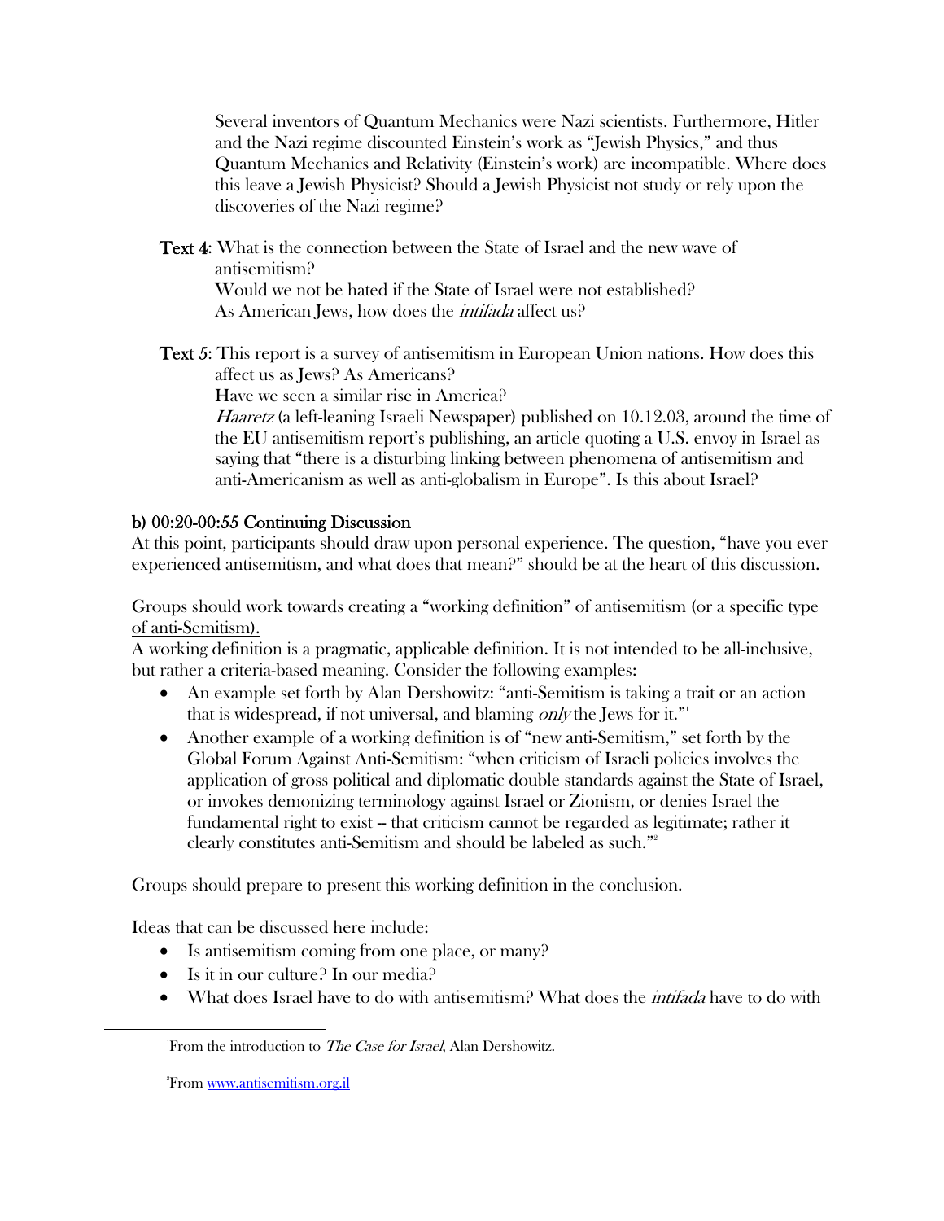Several inventors of Quantum Mechanics were Nazi scientists. Furthermore, Hitler and the Nazi regime discounted Einstein's work as "Jewish Physics," and thus Quantum Mechanics and Relativity (Einstein's work) are incompatible. Where does this leave a Jewish Physicist? Should a Jewish Physicist not study or rely upon the discoveries of the Nazi regime?

**Text 4**: What is the connection between the State of Israel and the new wave of antisemitism?
Would we not be hated if the State of Israel were not established?
As American Jews, how does the *intifada* affect us?

**Text 5**: This report is a survey of antisemitism in European Union nations. How does this affect us as Jews? As Americans?
Have we seen a similar rise in America?
*Haaretz* (a left-leaning Israeli Newspaper) published on 10.12.03, around the time of the EU antisemitism report's publishing, an article quoting a U.S. envoy in Israel as saying that "there is a disturbing linking between phenomena of antisemitism and anti-Americanism as well as anti-globalism in Europe". Is this about Israel?

### b) 00:20-00:55 Continuing Discussion

At this point, participants should draw upon personal experience. The question, "have you ever experienced antisemitism, and what does that mean?" should be at the heart of this discussion.

Groups should work towards creating a "working definition" of antisemitism (or a specific type of anti-Semitism).

A working definition is a pragmatic, applicable definition. It is not intended to be all-inclusive, but rather a criteria-based meaning. Consider the following examples:

- An example set forth by Alan Dershowitz: "anti-Semitism is taking a trait or an action that is widespread, if not universal, and blaming *only* the Jews for it."[1]
- Another example of a working definition is of "new anti-Semitism," set forth by the Global Forum Against Anti-Semitism: "when criticism of Israeli policies involves the application of gross political and diplomatic double standards against the State of Israel, or invokes demonizing terminology against Israel or Zionism, or denies Israel the fundamental right to exist -- that criticism cannot be regarded as legitimate; rather it clearly constitutes anti-Semitism and should be labeled as such."[2]

Groups should prepare to present this working definition in the conclusion.

Ideas that can be discussed here include:

- Is antisemitism coming from one place, or many?
- Is it in our culture? In our media?
- What does Israel have to do with antisemitism? What does the *intifada* have to do with

---

[1] From the introduction to *The Case for Israel*, Alan Dershowitz.

[2] From www.antisemitism.org.il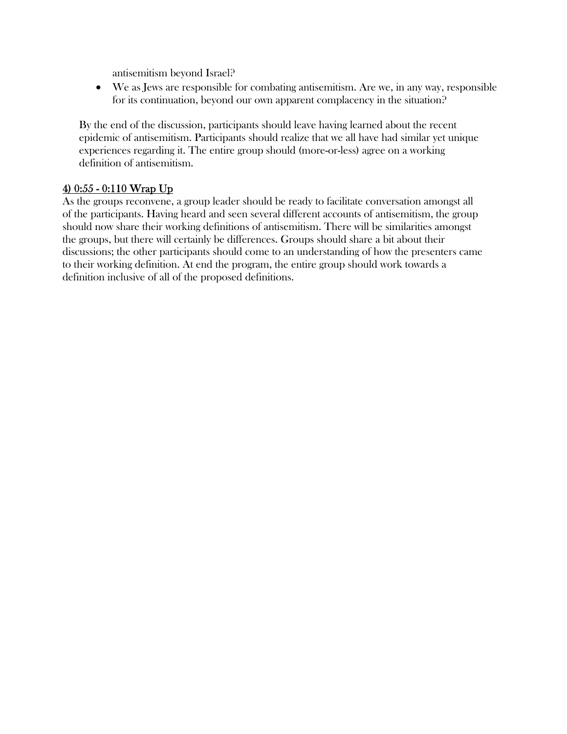antisemitism beyond Israel?

- We as Jews are responsible for combating antisemitism. Are we, in any way, responsible for its continuation, beyond our own apparent complacency in the situation?

By the end of the discussion, participants should leave having learned about the recent epidemic of antisemitism. Participants should realize that we all have had similar yet unique experiences regarding it. The entire group should (more-or-less) agree on a working definition of antisemitism.

<u>4) 0:55 - 0:110 Wrap Up</u>

As the groups reconvene, a group leader should be ready to facilitate conversation amongst all of the participants. Having heard and seen several different accounts of antisemitism, the group should now share their working definitions of antisemitism. There will be similarities amongst the groups, but there will certainly be differences. Groups should share a bit about their discussions; the other participants should come to an understanding of how the presenters came to their working definition. At end the program, the entire group should work towards a definition inclusive of all of the proposed definitions.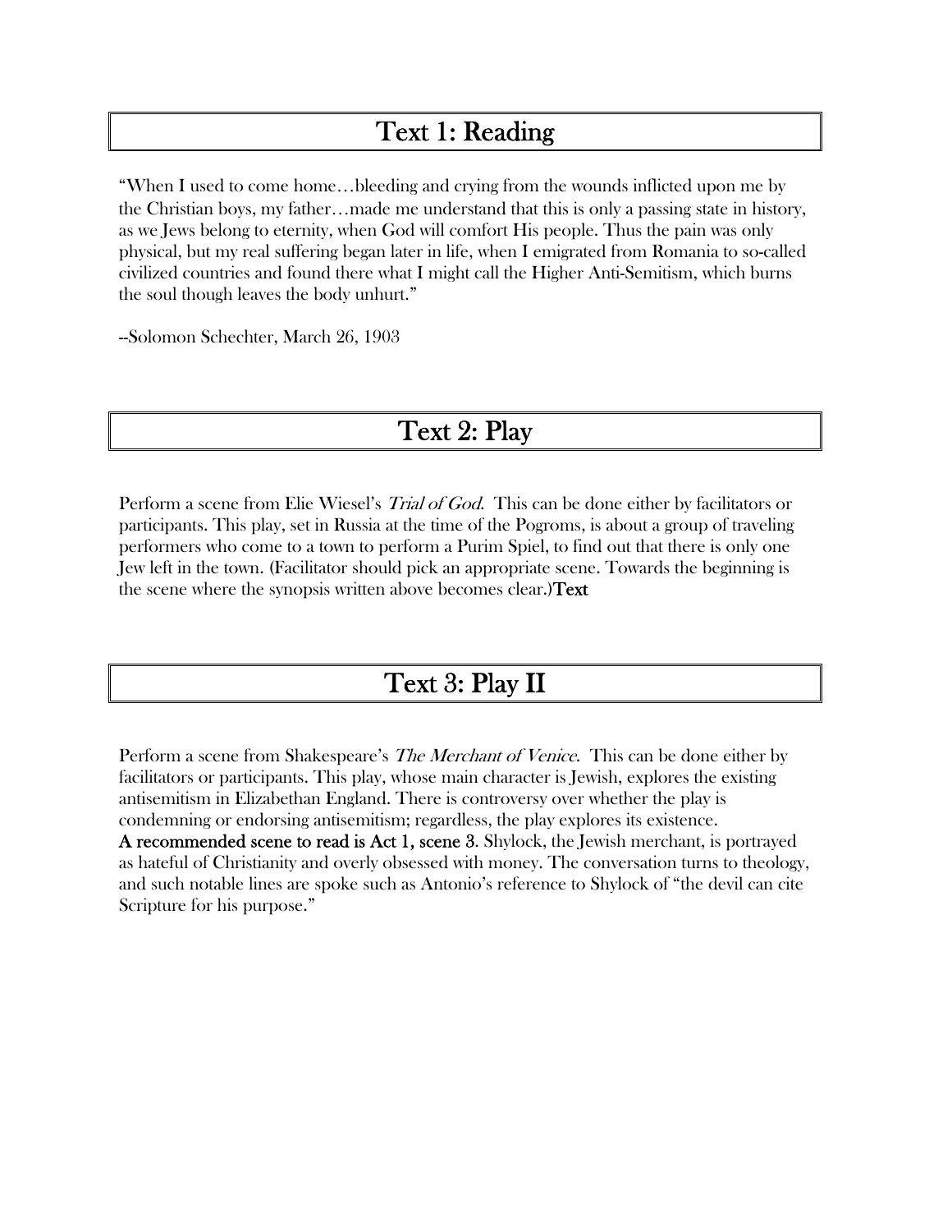## Text 1: Reading

"When I used to come home…bleeding and crying from the wounds inflicted upon me by the Christian boys, my father…made me understand that this is only a passing state in history, as we Jews belong to eternity, when God will comfort His people. Thus the pain was only physical, but my real suffering began later in life, when I emigrated from Romania to so-called civilized countries and found there what I might call the Higher Anti-Semitism, which burns the soul though leaves the body unhurt."

--Solomon Schechter, March 26, 1903

## Text 2: Play

Perform a scene from Elie Wiesel's *Trial of God*. This can be done either by facilitators or participants. This play, set in Russia at the time of the Pogroms, is about a group of traveling performers who come to a town to perform a Purim Spiel, to find out that there is only one Jew left in the town. (Facilitator should pick an appropriate scene. Towards the beginning is the scene where the synopsis written above becomes clear.)**Text**

## Text 3: Play II

Perform a scene from Shakespeare's *The Merchant of Venice*. This can be done either by facilitators or participants. This play, whose main character is Jewish, explores the existing antisemitism in Elizabethan England. There is controversy over whether the play is condemning or endorsing antisemitism; regardless, the play explores its existence.
**A recommended scene to read is Act 1, scene 3**. Shylock, the Jewish merchant, is portrayed as hateful of Christianity and overly obsessed with money. The conversation turns to theology, and such notable lines are spoke such as Antonio's reference to Shylock of "the devil can cite Scripture for his purpose."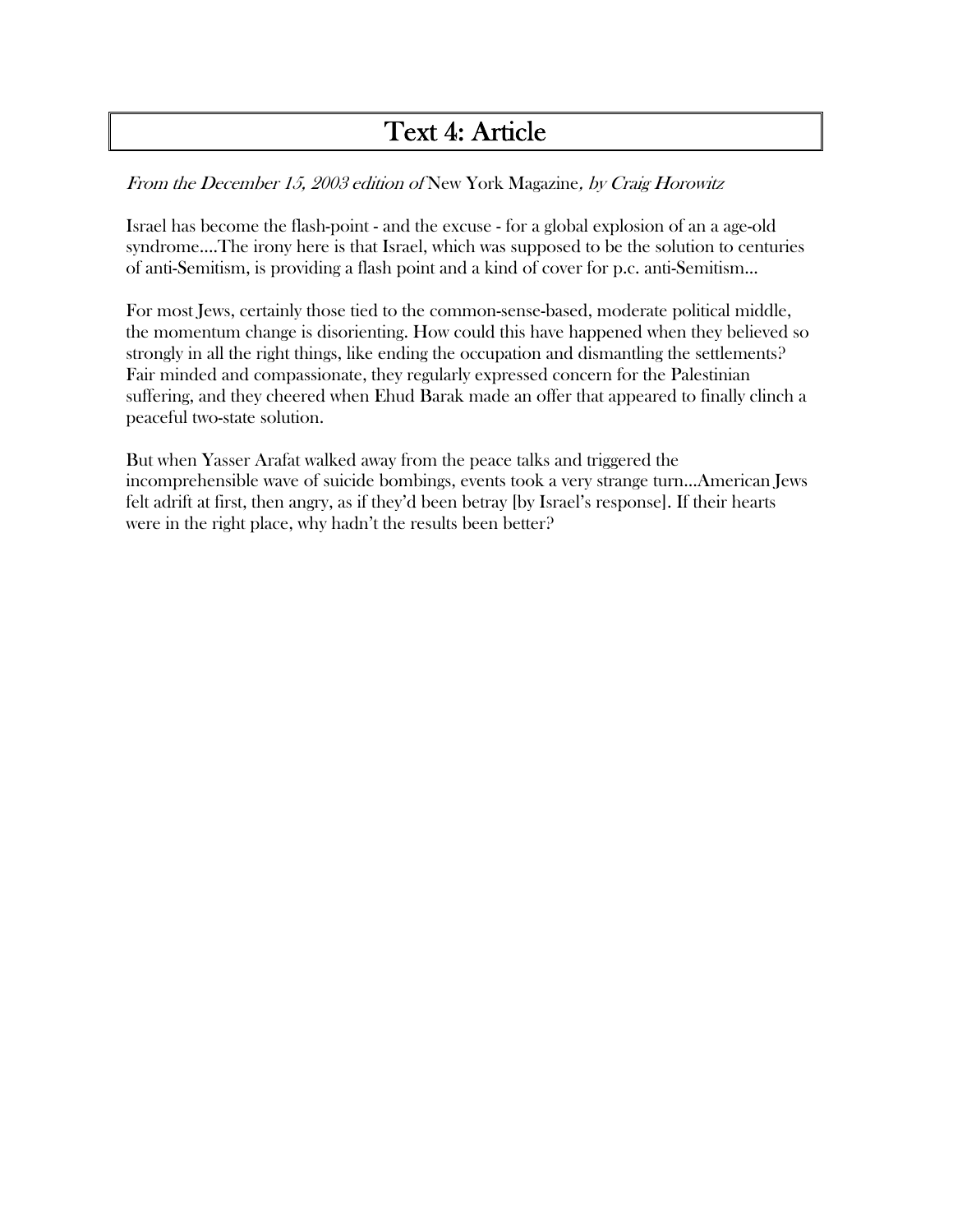# Text 4: Article

*From the December 15, 2003 edition of* New York Magazine*, by Craig Horowitz*

Israel has become the flash-point - and the excuse - for a global explosion of an a age-old syndrome....The irony here is that Israel, which was supposed to be the solution to centuries of anti-Semitism, is providing a flash point and a kind of cover for p.c. anti-Semitism...

For most Jews, certainly those tied to the common-sense-based, moderate political middle, the momentum change is disorienting. How could this have happened when they believed so strongly in all the right things, like ending the occupation and dismantling the settlements? Fair minded and compassionate, they regularly expressed concern for the Palestinian suffering, and they cheered when Ehud Barak made an offer that appeared to finally clinch a peaceful two-state solution.

But when Yasser Arafat walked away from the peace talks and triggered the incomprehensible wave of suicide bombings, events took a very strange turn...American Jews felt adrift at first, then angry, as if they'd been betray [by Israel's response]. If their hearts were in the right place, why hadn't the results been better?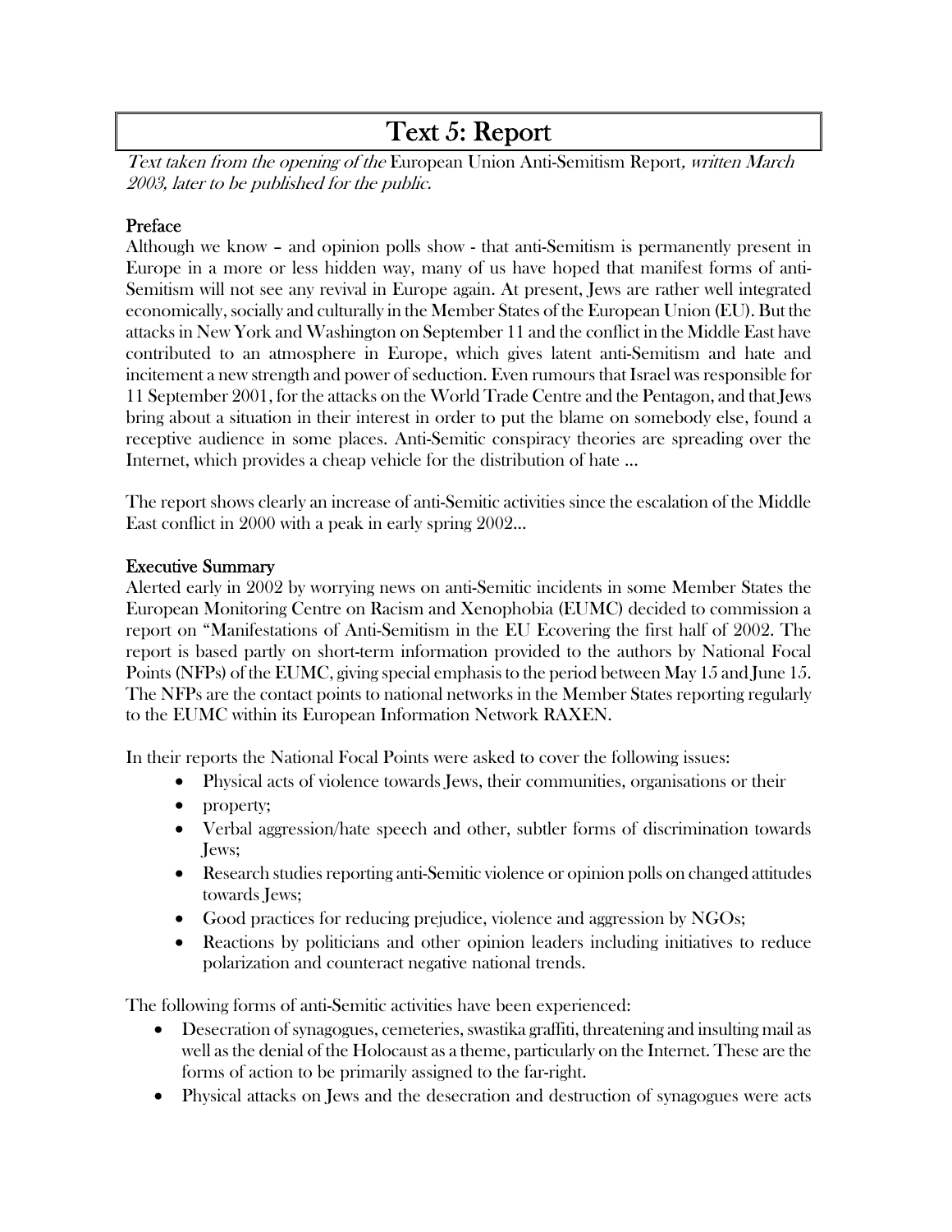# Text 5: Report

*Text taken from the opening of the* European Union Anti-Semitism Report*, written March 2003, later to be published for the public.*

## Preface

Although we know – and opinion polls show - that anti-Semitism is permanently present in Europe in a more or less hidden way, many of us have hoped that manifest forms of anti-Semitism will not see any revival in Europe again. At present, Jews are rather well integrated economically, socially and culturally in the Member States of the European Union (EU). But the attacks in New York and Washington on September 11 and the conflict in the Middle East have contributed to an atmosphere in Europe, which gives latent anti-Semitism and hate and incitement a new strength and power of seduction. Even rumours that Israel was responsible for 11 September 2001, for the attacks on the World Trade Centre and the Pentagon, and that Jews bring about a situation in their interest in order to put the blame on somebody else, found a receptive audience in some places. Anti-Semitic conspiracy theories are spreading over the Internet, which provides a cheap vehicle for the distribution of hate ...

The report shows clearly an increase of anti-Semitic activities since the escalation of the Middle East conflict in 2000 with a peak in early spring 2002...

## Executive Summary

Alerted early in 2002 by worrying news on anti-Semitic incidents in some Member States the European Monitoring Centre on Racism and Xenophobia (EUMC) decided to commission a report on "Manifestations of Anti-Semitism in the EU Ecovering the first half of 2002. The report is based partly on short-term information provided to the authors by National Focal Points (NFPs) of the EUMC, giving special emphasis to the period between May 15 and June 15. The NFPs are the contact points to national networks in the Member States reporting regularly to the EUMC within its European Information Network RAXEN.

In their reports the National Focal Points were asked to cover the following issues:

- Physical acts of violence towards Jews, their communities, organisations or their
- property;
- Verbal aggression/hate speech and other, subtler forms of discrimination towards Jews;
- Research studies reporting anti-Semitic violence or opinion polls on changed attitudes towards Jews;
- Good practices for reducing prejudice, violence and aggression by NGOs;
- Reactions by politicians and other opinion leaders including initiatives to reduce polarization and counteract negative national trends.

The following forms of anti-Semitic activities have been experienced:

- Desecration of synagogues, cemeteries, swastika graffiti, threatening and insulting mail as well as the denial of the Holocaust as a theme, particularly on the Internet. These are the forms of action to be primarily assigned to the far-right.
- Physical attacks on Jews and the desecration and destruction of synagogues were acts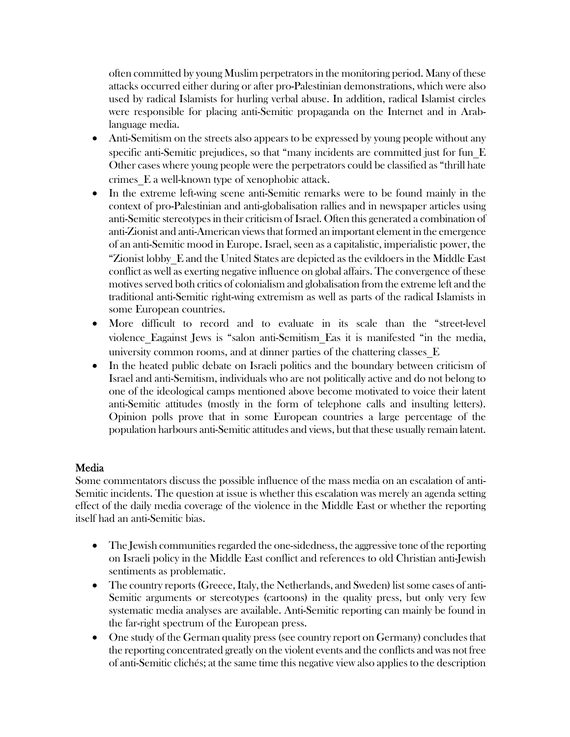often committed by young Muslim perpetrators in the monitoring period. Many of these attacks occurred either during or after pro-Palestinian demonstrations, which were also used by radical Islamists for hurling verbal abuse. In addition, radical Islamist circles were responsible for placing anti-Semitic propaganda on the Internet and in Arab-language media.

- Anti-Semitism on the streets also appears to be expressed by young people without any specific anti-Semitic prejudices, so that "many incidents are committed just for fun_E Other cases where young people were the perpetrators could be classified as "thrill hate crimes_E a well-known type of xenophobic attack.
- In the extreme left-wing scene anti-Semitic remarks were to be found mainly in the context of pro-Palestinian and anti-globalisation rallies and in newspaper articles using anti-Semitic stereotypes in their criticism of Israel. Often this generated a combination of anti-Zionist and anti-American views that formed an important element in the emergence of an anti-Semitic mood in Europe. Israel, seen as a capitalistic, imperialistic power, the "Zionist lobby_E and the United States are depicted as the evildoers in the Middle East conflict as well as exerting negative influence on global affairs. The convergence of these motives served both critics of colonialism and globalisation from the extreme left and the traditional anti-Semitic right-wing extremism as well as parts of the radical Islamists in some European countries.
- More difficult to record and to evaluate in its scale than the "street-level violence_Eagainst Jews is "salon anti-Semitism_Eas it is manifested "in the media, university common rooms, and at dinner parties of the chattering classes_E
- In the heated public debate on Israeli politics and the boundary between criticism of Israel and anti-Semitism, individuals who are not politically active and do not belong to one of the ideological camps mentioned above become motivated to voice their latent anti-Semitic attitudes (mostly in the form of telephone calls and insulting letters). Opinion polls prove that in some European countries a large percentage of the population harbours anti-Semitic attitudes and views, but that these usually remain latent.

## Media

Some commentators discuss the possible influence of the mass media on an escalation of anti-Semitic incidents. The question at issue is whether this escalation was merely an agenda setting effect of the daily media coverage of the violence in the Middle East or whether the reporting itself had an anti-Semitic bias.

- The Jewish communities regarded the one-sidedness, the aggressive tone of the reporting on Israeli policy in the Middle East conflict and references to old Christian anti-Jewish sentiments as problematic.
- The country reports (Greece, Italy, the Netherlands, and Sweden) list some cases of anti-Semitic arguments or stereotypes (cartoons) in the quality press, but only very few systematic media analyses are available. Anti-Semitic reporting can mainly be found in the far-right spectrum of the European press.
- One study of the German quality press (see country report on Germany) concludes that the reporting concentrated greatly on the violent events and the conflicts and was not free of anti-Semitic clichés; at the same time this negative view also applies to the description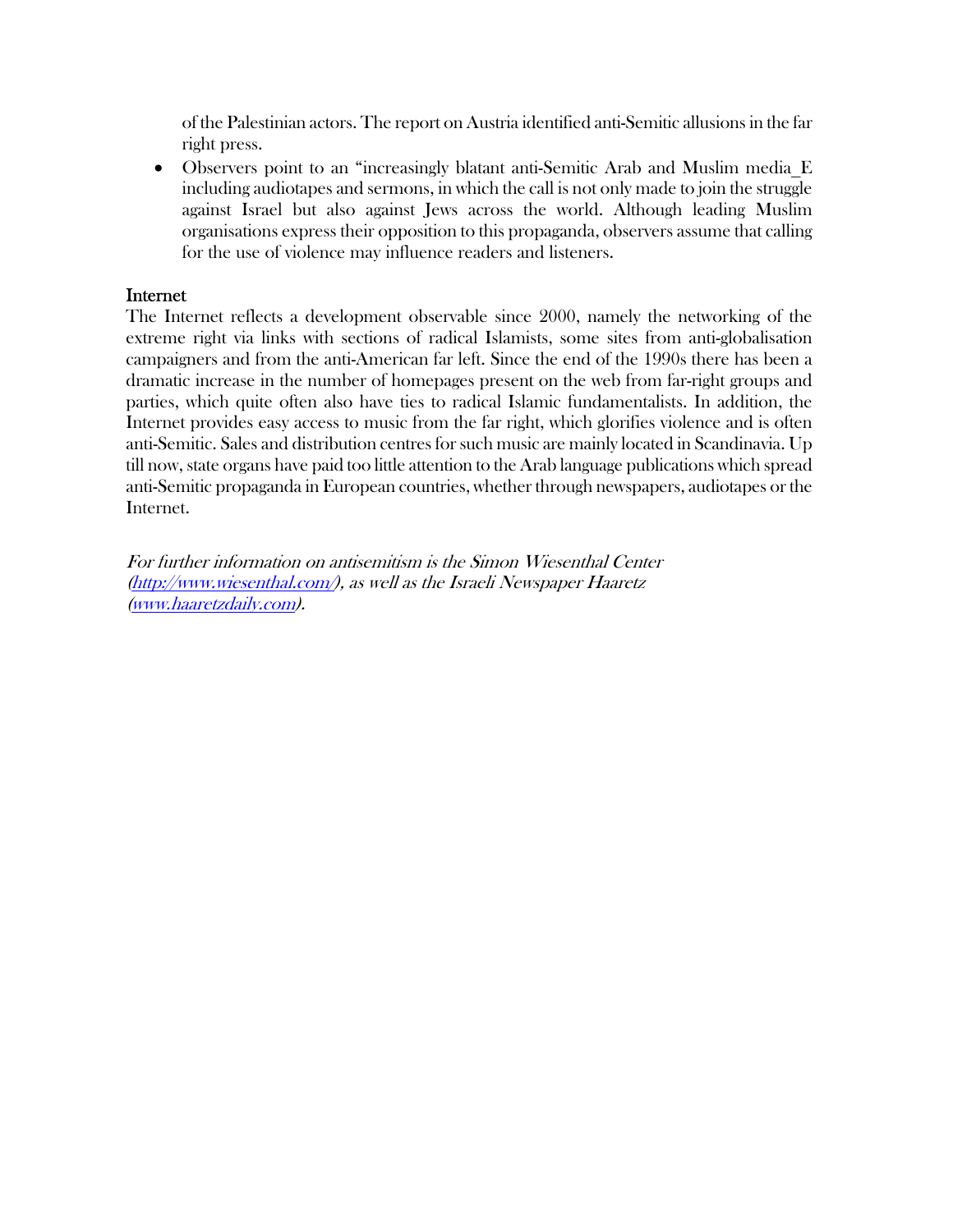of the Palestinian actors. The report on Austria identified anti-Semitic allusions in the far right press.

- Observers point to an "increasingly blatant anti-Semitic Arab and Muslim media_E including audiotapes and sermons, in which the call is not only made to join the struggle against Israel but also against Jews across the world. Although leading Muslim organisations express their opposition to this propaganda, observers assume that calling for the use of violence may influence readers and listeners.

## Internet

The Internet reflects a development observable since 2000, namely the networking of the extreme right via links with sections of radical Islamists, some sites from anti-globalisation campaigners and from the anti-American far left. Since the end of the 1990s there has been a dramatic increase in the number of homepages present on the web from far-right groups and parties, which quite often also have ties to radical Islamic fundamentalists. In addition, the Internet provides easy access to music from the far right, which glorifies violence and is often anti-Semitic. Sales and distribution centres for such music are mainly located in Scandinavia. Up till now, state organs have paid too little attention to the Arab language publications which spread anti-Semitic propaganda in European countries, whether through newspapers, audiotapes or the Internet.

*For further information on antisemitism is the Simon Wiesenthal Center ([http://www.wiesenthal.com/](http://www.wiesenthal.com/)), as well as the Israeli Newspaper Haaretz ([www.haaretzdaily.com](http://www.haaretzdaily.com)).*